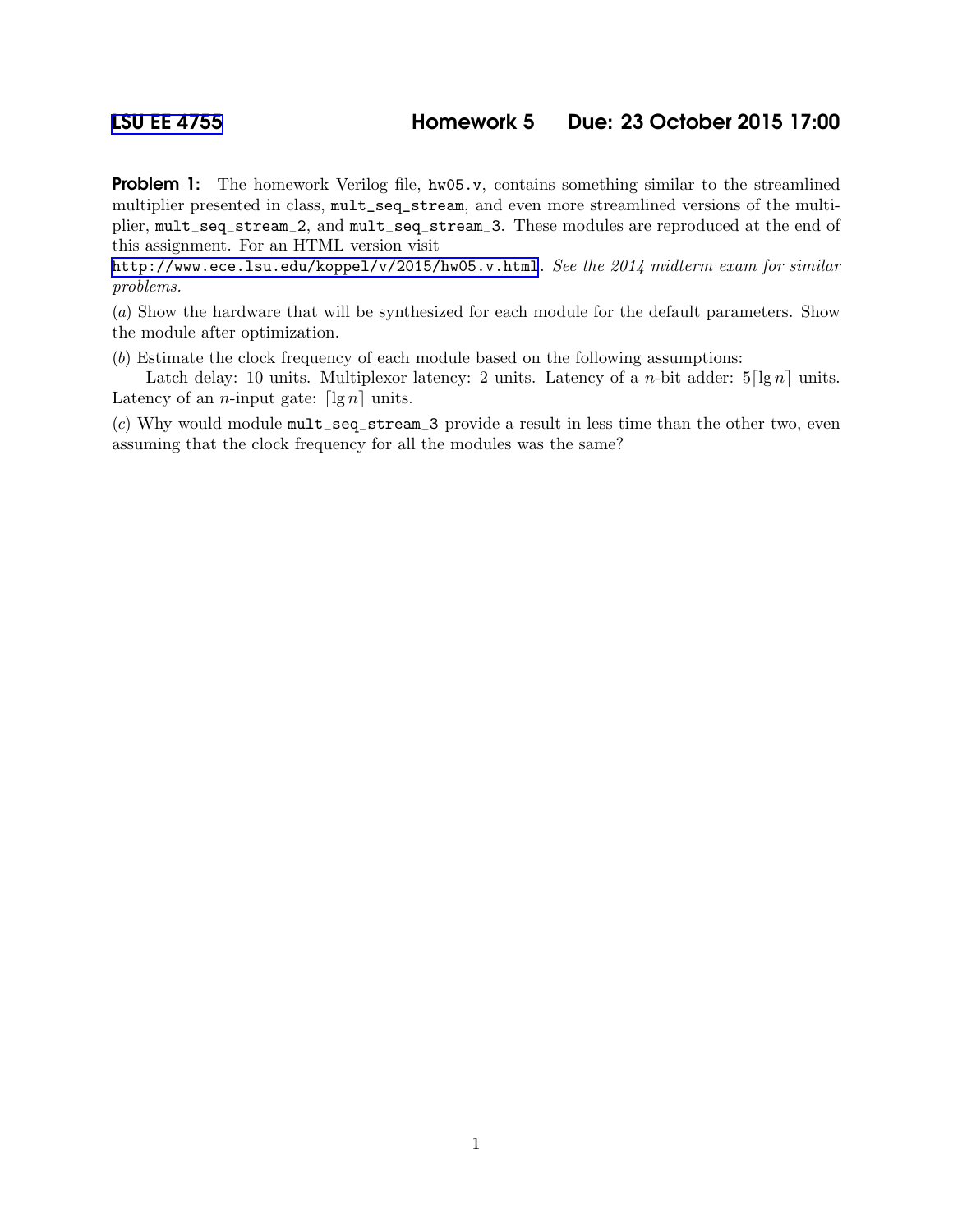# LSU EE 4755 Homework 5 Due: 23 October 2015 17:00

**Problem 1:** The homework Verilog file, `hw05.v`, contains something similar to the streamlined multiplier presented in class, `mult_seq_stream`, and even more streamlined versions of the multiplier, `mult_seq_stream_2`, and `mult_seq_stream_3`. These modules are reproduced at the end of this assignment. For an HTML version visit http://www.ece.lsu.edu/koppel/v/2015/hw05.v.html. *See the 2014 midterm exam for similar problems.*

(*a*) Show the hardware that will be synthesized for each module for the default parameters. Show the module after optimization.

(*b*) Estimate the clock frequency of each module based on the following assumptions:

Latch delay: 10 units. Multiplexor latency: 2 units. Latency of a $n$-bit adder: $5\lceil \lg n \rceil$ units. Latency of an $n$-input gate: $\lceil \lg n \rceil$ units.

(*c*) Why would module `mult_seq_stream_3` provide a result in less time than the other two, even assuming that the clock frequency for all the modules was the same?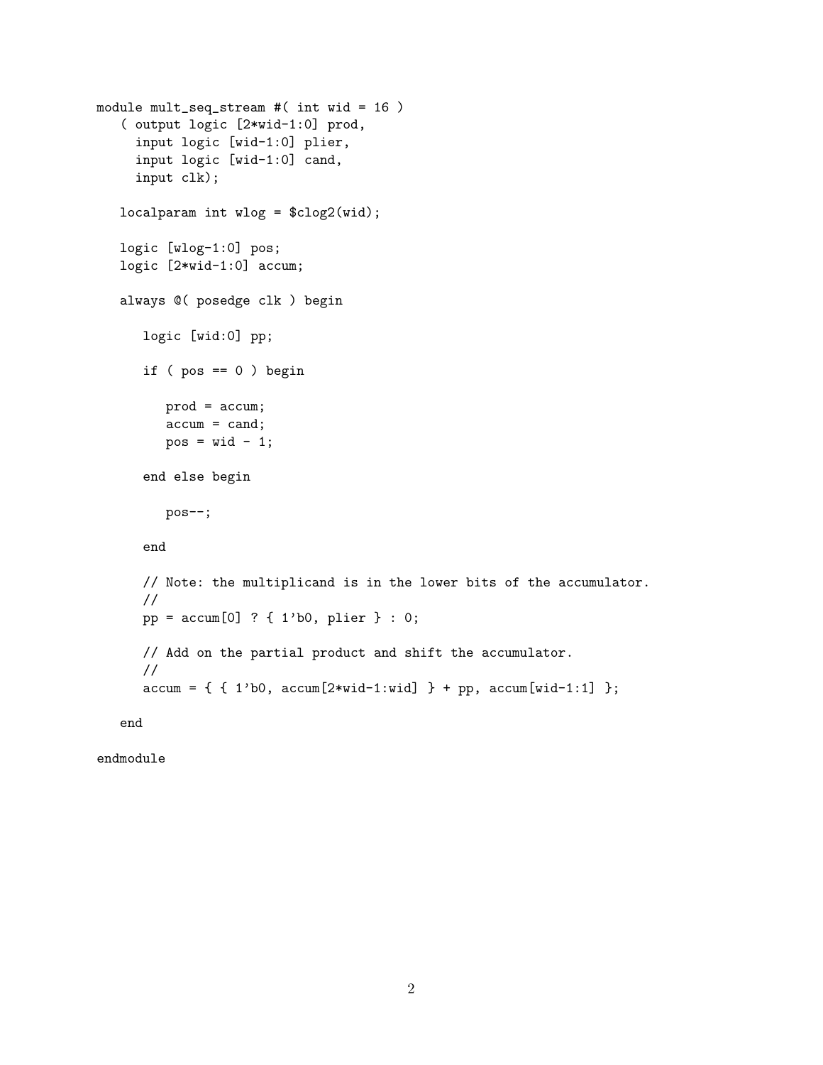```
module mult_seq_stream #( int wid = 16 )
   ( output logic [2*wid-1:0] prod,
     input logic [wid-1:0] plier,
     input logic [wid-1:0] cand,
     input clk);

   localparam int wlog = $clog2(wid);

   logic [wlog-1:0] pos;
   logic [2*wid-1:0] accum;

   always @( posedge clk ) begin

      logic [wid:0] pp;

      if ( pos == 0 ) begin

         prod = accum;
         accum = cand;
         pos = wid - 1;

      end else begin

         pos--;

      end

      // Note: the multiplicand is in the lower bits of the accumulator.
      //
      pp = accum[0] ? { 1'b0, plier } : 0;

      // Add on the partial product and shift the accumulator.
      //
      accum = { { 1'b0, accum[2*wid-1:wid] } + pp, accum[wid-1:1] };

   end

endmodule
```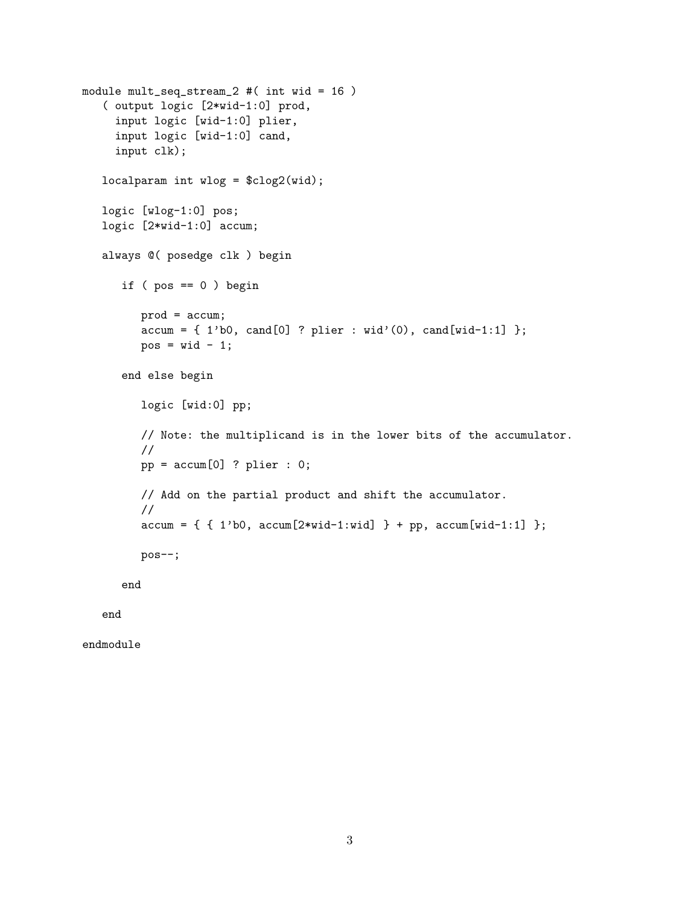```
module mult_seq_stream_2 #( int wid = 16 )
   ( output logic [2*wid-1:0] prod,
     input logic [wid-1:0] plier,
     input logic [wid-1:0] cand,
     input clk);

   localparam int wlog = $clog2(wid);

   logic [wlog-1:0] pos;
   logic [2*wid-1:0] accum;

   always @( posedge clk ) begin

      if ( pos == 0 ) begin

         prod = accum;
         accum = { 1'b0, cand[0] ? plier : wid'(0), cand[wid-1:1] };
         pos = wid - 1;

      end else begin

         logic [wid:0] pp;

         // Note: the multiplicand is in the lower bits of the accumulator.
         //
         pp = accum[0] ? plier : 0;

         // Add on the partial product and shift the accumulator.
         //
         accum = { { 1'b0, accum[2*wid-1:wid] } + pp, accum[wid-1:1] };

         pos--;

      end

   end

endmodule
```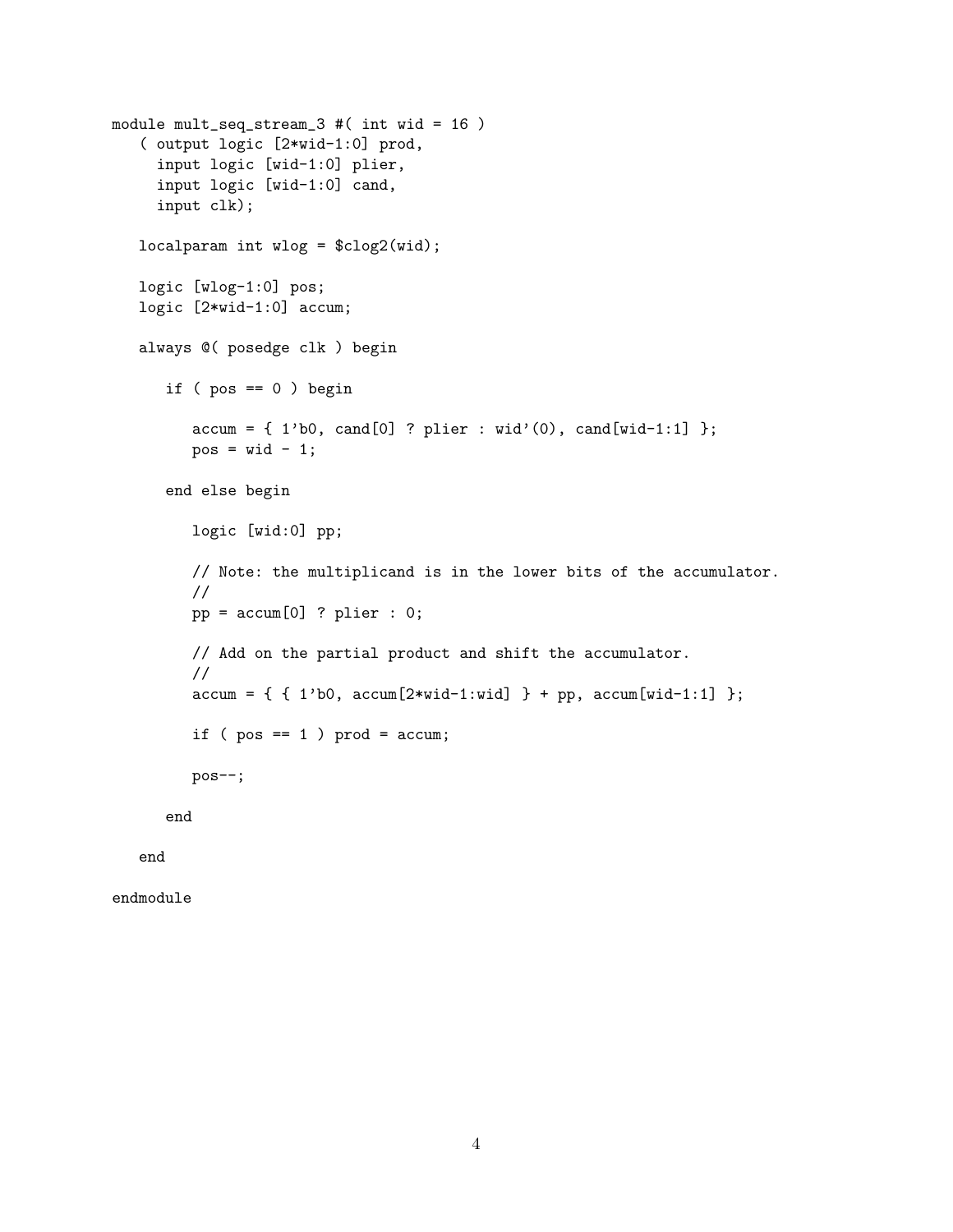```
module mult_seq_stream_3 #( int wid = 16 )
   ( output logic [2*wid-1:0] prod,
     input logic [wid-1:0] plier,
     input logic [wid-1:0] cand,
     input clk);

   localparam int wlog = $clog2(wid);

   logic [wlog-1:0] pos;
   logic [2*wid-1:0] accum;

   always @( posedge clk ) begin

      if ( pos == 0 ) begin

         accum = { 1'b0, cand[0] ? plier : wid'(0), cand[wid-1:1] };
         pos = wid - 1;

      end else begin

         logic [wid:0] pp;

         // Note: the multiplicand is in the lower bits of the accumulator.
         //
         pp = accum[0] ? plier : 0;

         // Add on the partial product and shift the accumulator.
         //
         accum = { { 1'b0, accum[2*wid-1:wid] } + pp, accum[wid-1:1] };

         if ( pos == 1 ) prod = accum;

         pos--;

      end

   end

endmodule
```